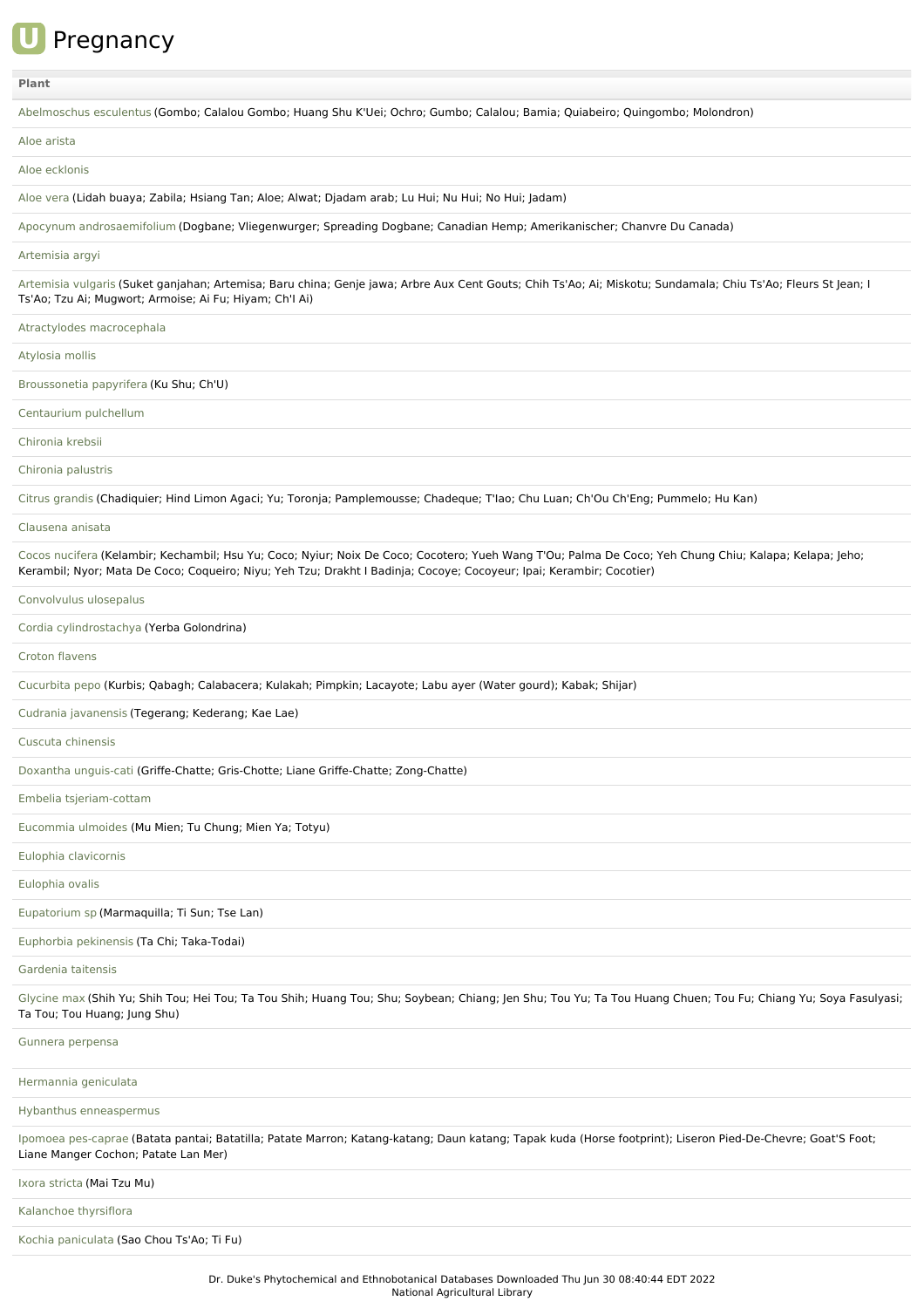# U Pregnancy

| Plant |
|---|
| Abelmoschus esculentus (Gombo; Calalou Gombo; Huang Shu K'Uei; Ochro; Gumbo; Calalou; Bamia; Quiabeiro; Quingombo; Molondron) |
| Aloe arista |
| Aloe ecklonis |
| Aloe vera (Lidah buaya; Zabila; Hsiang Tan; Aloe; Alwat; Djadam arab; Lu Hui; Nu Hui; No Hui; Jadam) |
| Apocynum androsaemifolium (Dogbane; Vliegenwurger; Spreading Dogbane; Canadian Hemp; Amerikanischer; Chanvre Du Canada) |
| Artemisia argyi |
| Artemisia vulgaris (Suket ganjahan; Artemisa; Baru china; Genje jawa; Arbre Aux Cent Gouts; Chih Ts'Ao; Ai; Miskotu; Sundamala; Chiu Ts'Ao; Fleurs St Jean; I Ts'Ao; Tzu Ai; Mugwort; Armoise; Ai Fu; Hiyam; Ch'I Ai) |
| Atractylodes macrocephala |
| Atylosia mollis |
| Broussonetia papyrifera (Ku Shu; Ch'U) |
| Centaurium pulchellum |
| Chironia krebsii |
| Chironia palustris |
| Citrus grandis (Chadiquier; Hind Limon Agaci; Yu; Toronja; Pamplemousse; Chadeque; T'Iao; Chu Luan; Ch'Ou Ch'Eng; Pummelo; Hu Kan) |
| Clausena anisata |
| Cocos nucifera (Kelambir; Kechambil; Hsu Yu; Coco; Nyiur; Noix De Coco; Cocotero; Yueh Wang T'Ou; Palma De Coco; Yeh Chung Chiu; Kalapa; Kelapa; Jeho; Kerambil; Nyor; Mata De Coco; Coqueiro; Niyu; Yeh Tzu; Drakht I Badinja; Cocoye; Cocoyeur; Ipai; Kerambir; Cocotier) |
| Convolvulus ulosepalus |
| Cordia cylindrostachya (Yerba Golondrina) |
| Croton flavens |
| Cucurbita pepo (Kurbis; Qabagh; Calabacera; Kulakah; Pimpkin; Lacayote; Labu ayer (Water gourd); Kabak; Shijar) |
| Cudrania javanensis (Tegerang; Kederang; Kae Lae) |
| Cuscuta chinensis |
| Doxantha unguis-cati (Griffe-Chatte; Gris-Chotte; Liane Griffe-Chatte; Zong-Chatte) |
| Embelia tsjeriam-cottam |
| Eucommia ulmoides (Mu Mien; Tu Chung; Mien Ya; Totyu) |
| Eulophia clavicornis |
| Eulophia ovalis |
| Eupatorium sp (Marmaquilla; Ti Sun; Tse Lan) |
| Euphorbia pekinensis (Ta Chi; Taka-Todai) |
| Gardenia taitensis |
| Glycine max (Shih Yu; Shih Tou; Hei Tou; Ta Tou Shih; Huang Tou; Shu; Soybean; Chiang; Jen Shu; Tou Yu; Ta Tou Huang Chuen; Tou Fu; Chiang Yu; Soya Fasulyasi; Ta Tou; Tou Huang; Jung Shu) |
| Gunnera perpensa |
| Hermannia geniculata |
| Hybanthus enneaspermus |
| Ipomoea pes-caprae (Batata pantai; Batatilla; Patate Marron; Katang-katang; Daun katang; Tapak kuda (Horse footprint); Liseron Pied-De-Chevre; Goat'S Foot; Liane Manger Cochon; Patate Lan Mer) |
| Ixora stricta (Mai Tzu Mu) |
| Kalanchoe thyrsiflora |
| Kochia paniculata (Sao Chou Ts'Ao; Ti Fu) |

Dr. Duke's Phytochemical and Ethnobotanical Databases Downloaded Thu Jun 30 08:40:44 EDT 2022
National Agricultural Library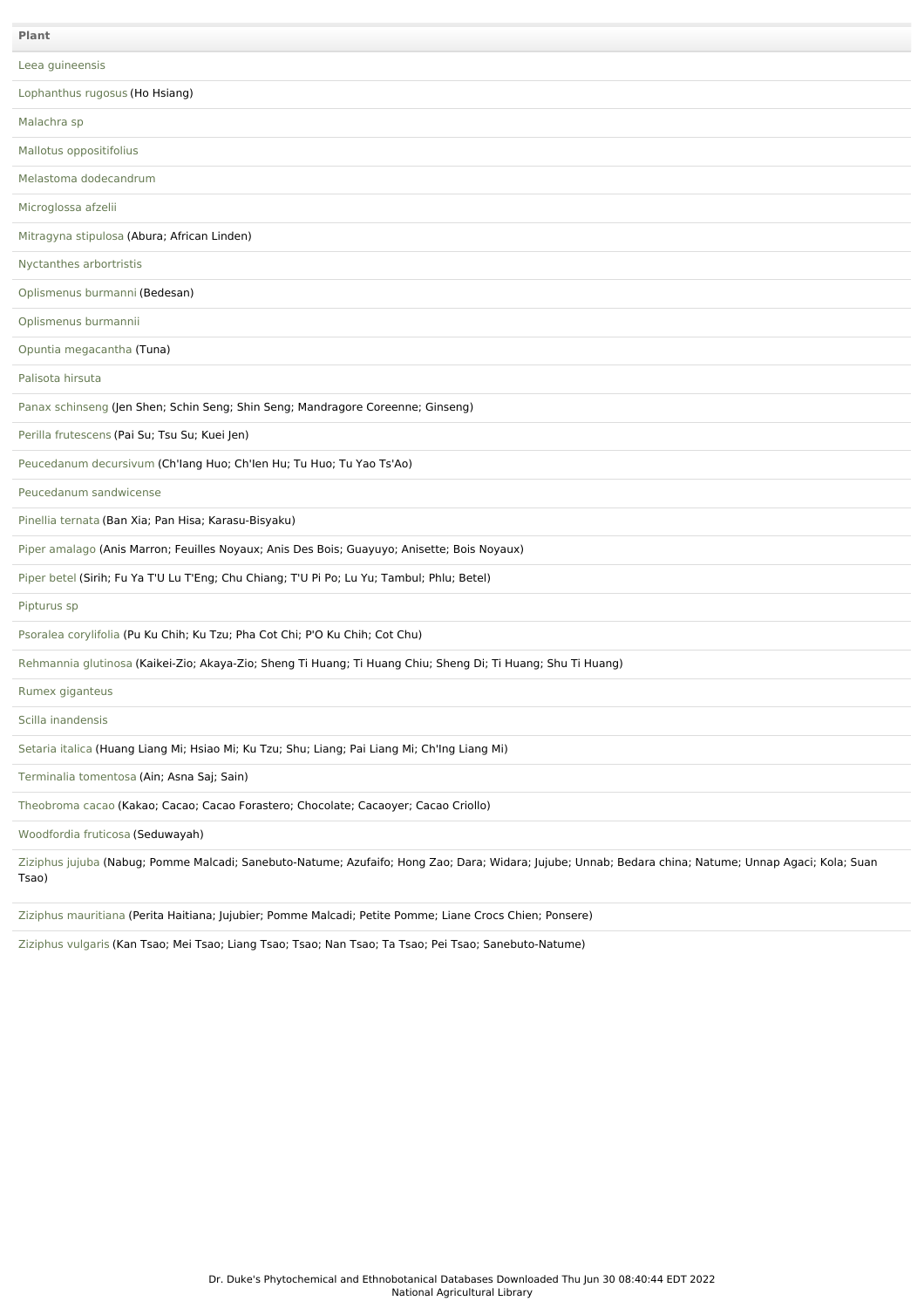| Plant |
| --- |
| Leea guineensis |
| Lophanthus rugosus (Ho Hsiang) |
| Malachra sp |
| Mallotus oppositifolius |
| Melastoma dodecandrum |
| Microglossa afzelii |
| Mitragyna stipulosa (Abura; African Linden) |
| Nyctanthes arbortristis |
| Oplismenus burmanni (Bedesan) |
| Oplismenus burmannii |
| Opuntia megacantha (Tuna) |
| Palisota hirsuta |
| Panax schinseng (Jen Shen; Schin Seng; Shin Seng; Mandragore Coreenne; Ginseng) |
| Perilla frutescens (Pai Su; Tsu Su; Kuei Jen) |
| Peucedanum decursivum (Ch'Iang Huo; Ch'Ien Hu; Tu Huo; Tu Yao Ts'Ao) |
| Peucedanum sandwicense |
| Pinellia ternata (Ban Xia; Pan Hisa; Karasu-Bisyaku) |
| Piper amalago (Anis Marron; Feuilles Noyaux; Anis Des Bois; Guayuyo; Anisette; Bois Noyaux) |
| Piper betel (Sirih; Fu Ya T'U Lu T'Eng; Chu Chiang; T'U Pi Po; Lu Yu; Tambul; Phlu; Betel) |
| Pipturus sp |
| Psoralea corylifolia (Pu Ku Chih; Ku Tzu; Pha Cot Chi; P'O Ku Chih; Cot Chu) |
| Rehmannia glutinosa (Kaikei-Zio; Akaya-Zio; Sheng Ti Huang; Ti Huang Chiu; Sheng Di; Ti Huang; Shu Ti Huang) |
| Rumex giganteus |
| Scilla inandensis |
| Setaria italica (Huang Liang Mi; Hsiao Mi; Ku Tzu; Shu; Liang; Pai Liang Mi; Ch'Ing Liang Mi) |
| Terminalia tomentosa (Ain; Asna Saj; Sain) |
| Theobroma cacao (Kakao; Cacao; Cacao Forastero; Chocolate; Cacaoyer; Cacao Criollo) |
| Woodfordia fruticosa (Seduwayah) |
| Ziziphus jujuba (Nabug; Pomme Malcadi; Sanebuto-Natume; Azufaifo; Hong Zao; Dara; Widara; Jujube; Unnab; Bedara china; Natume; Unnap Agaci; Kola; Suan Tsao) |
| Ziziphus mauritiana (Perita Haitiana; Jujubier; Pomme Malcadi; Petite Pomme; Liane Crocs Chien; Ponsere) |
| Ziziphus vulgaris (Kan Tsao; Mei Tsao; Liang Tsao; Tsao; Nan Tsao; Ta Tsao; Pei Tsao; Sanebuto-Natume) |

Dr. Duke's Phytochemical and Ethnobotanical Databases Downloaded Thu Jun 30 08:40:44 EDT 2022
National Agricultural Library